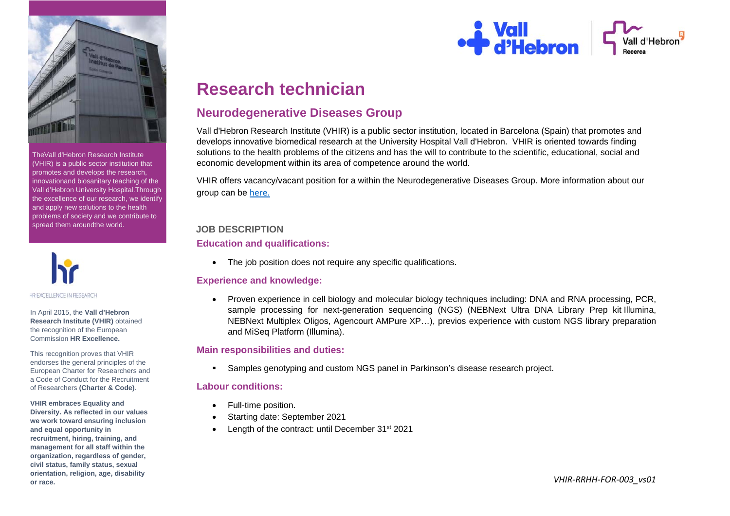# Research technician

## Neurodegenerative Diseases Group

Vall d'Hebron Research Institute (VHIR) is a public sector institution, located in Barcelona (Spain) that promotes and develops innovative biomedical research at the University Hospital Vall d'Hebron. VHIR is oriented towards finding solutions to the health problems of the citizens and has the will to contribute to the scientific, educational, social and economic development within its area of competence around the world.

VHIR offers vacancy/vacant position for a within the Neurodegenerative Diseases Group. More information about our group can be here.

### JOB DESCRIPTION

**Education and qualifications:**

- The job position does not require any specific qualifications.

**Experience and knowledge:**

- Proven experience in cell biology and molecular biology techniques including: DNA and RNA processing, PCR, sample processing for next-generation sequencing (NGS) (NEBNext Ultra DNA Library Prep kit Illumina, NEBNext Multiplex Oligos, Agencourt AMPure XP…), previos experience with custom NGS library preparation and MiSeq Platform (Illumina).

**Main responsibilities and duties:**

- Samples genotyping and custom NGS panel in Parkinson's disease research project.

**Labour conditions:**

- Full-time position.
- Starting date: September 2021
- Length of the contract: until December 31st 2021

---

TheVall d'Hebron Research Institute (VHIR) is a public sector institution that promotes and develops the research, innovationand biosanitary teaching of the Vall d'Hebron University Hospital.Through the excellence of our research, we identify and apply new solutions to the health problems of society and we contribute to spread them aroundthe world.

HR EXCELLENCE IN RESEARCH

In April 2015, the **Vall d'Hebron Research Institute (VHIR)** obtained the recognition of the European Commission **HR Excellence.**

This recognition proves that VHIR endorses the general principles of the European Charter for Researchers and a Code of Conduct for the Recruitment of Researchers **(Charter & Code)**.

**VHIR embraces Equality and Diversity. As reflected in our values we work toward ensuring inclusion and equal opportunity in recruitment, hiring, training, and management for all staff within the organization, regardless of gender, civil status, family status, sexual orientation, religion, age, disability or race.**

*VHIR-RRHH-FOR-003_vs01*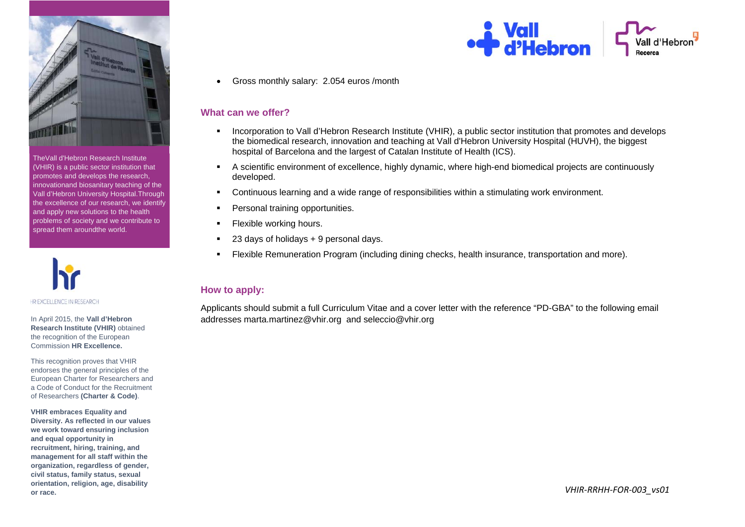- Gross monthly salary: 2.054 euros /month

## What can we offer?

- Incorporation to Vall d'Hebron Research Institute (VHIR), a public sector institution that promotes and develops the biomedical research, innovation and teaching at Vall d'Hebron University Hospital (HUVH), the biggest hospital of Barcelona and the largest of Catalan Institute of Health (ICS).
- A scientific environment of excellence, highly dynamic, where high-end biomedical projects are continuously developed.
- Continuous learning and a wide range of responsibilities within a stimulating work environment.
- Personal training opportunities.
- Flexible working hours.
- 23 days of holidays + 9 personal days.
- Flexible Remuneration Program (including dining checks, health insurance, transportation and more).

## How to apply:

Applicants should submit a full Curriculum Vitae and a cover letter with the reference "PD-GBA" to the following email addresses marta.martinez@vhir.org and seleccio@vhir.org

TheVall d'Hebron Research Institute (VHIR) is a public sector institution that promotes and develops the research, innovationand biosanitary teaching of the Vall d'Hebron University Hospital.Through the excellence of our research, we identify and apply new solutions to the health problems of society and we contribute to spread them aroundthe world.

HR EXCELLENCE IN RESEARCH

In April 2015, the **Vall d'Hebron Research Institute (VHIR)** obtained the recognition of the European Commission **HR Excellence.**

This recognition proves that VHIR endorses the general principles of the European Charter for Researchers and a Code of Conduct for the Recruitment of Researchers **(Charter & Code)**.

**VHIR embraces Equality and Diversity. As reflected in our values we work toward ensuring inclusion and equal opportunity in recruitment, hiring, training, and management for all staff within the organization, regardless of gender, civil status, family status, sexual orientation, religion, age, disability or race.**

*VHIR-RRHH-FOR-003_vs01*